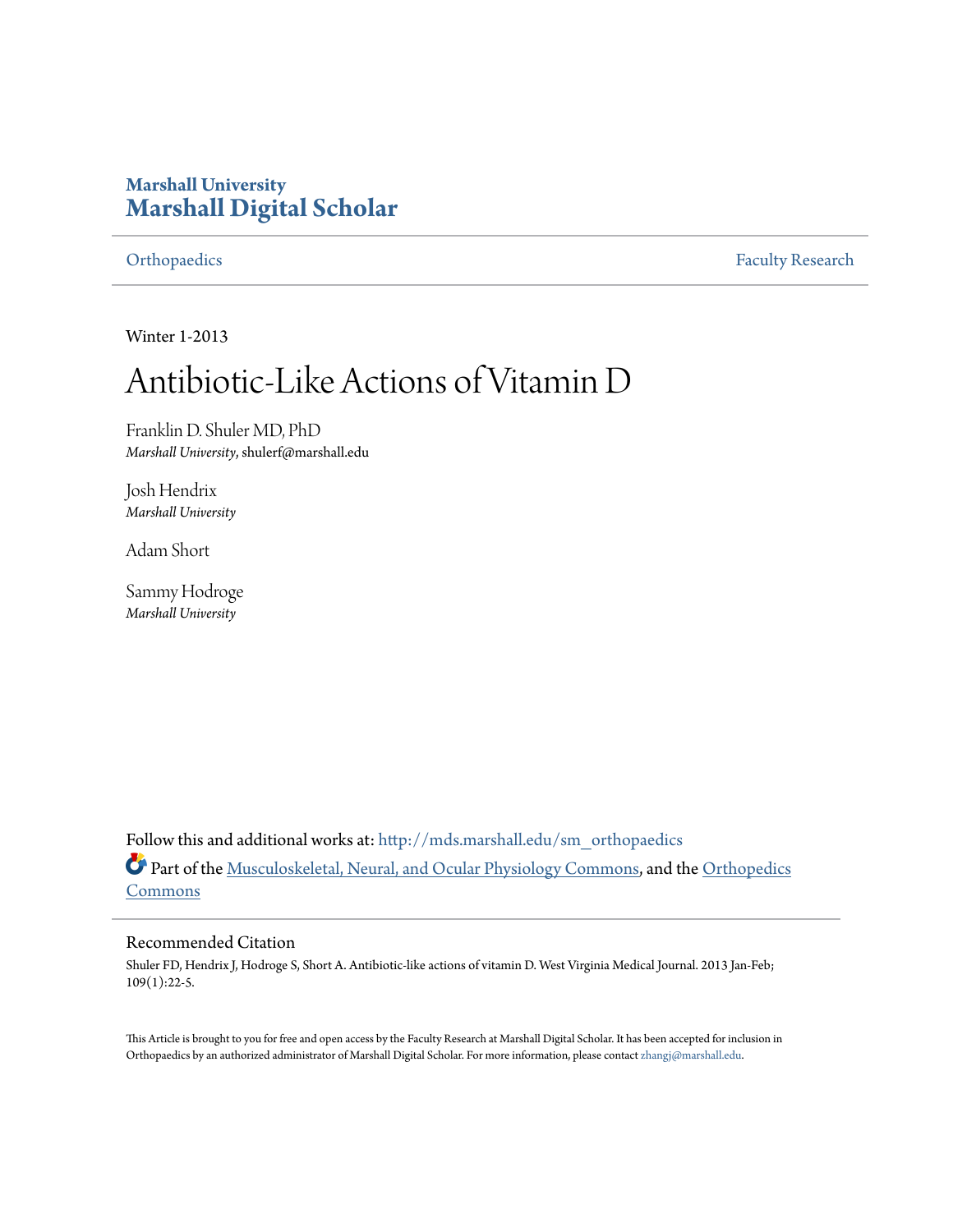**Marshall University**
**Marshall Digital Scholar**

Orthopaedics | Faculty Research

Winter 1-2013

# Antibiotic-Like Actions of Vitamin D

Franklin D. Shuler MD, PhD
*Marshall University*, shulerf@marshall.edu

Josh Hendrix
*Marshall University*

Adam Short

Sammy Hodroge
*Marshall University*

Follow this and additional works at: http://mds.marshall.edu/sm_orthopaedics

Part of the Musculoskeletal, Neural, and Ocular Physiology Commons, and the Orthopedics Commons

## Recommended Citation

Shuler FD, Hendrix J, Hodroge S, Short A. Antibiotic-like actions of vitamin D. West Virginia Medical Journal. 2013 Jan-Feb; 109(1):22-5.

This Article is brought to you for free and open access by the Faculty Research at Marshall Digital Scholar. It has been accepted for inclusion in Orthopaedics by an authorized administrator of Marshall Digital Scholar. For more information, please contact zhangj@marshall.edu.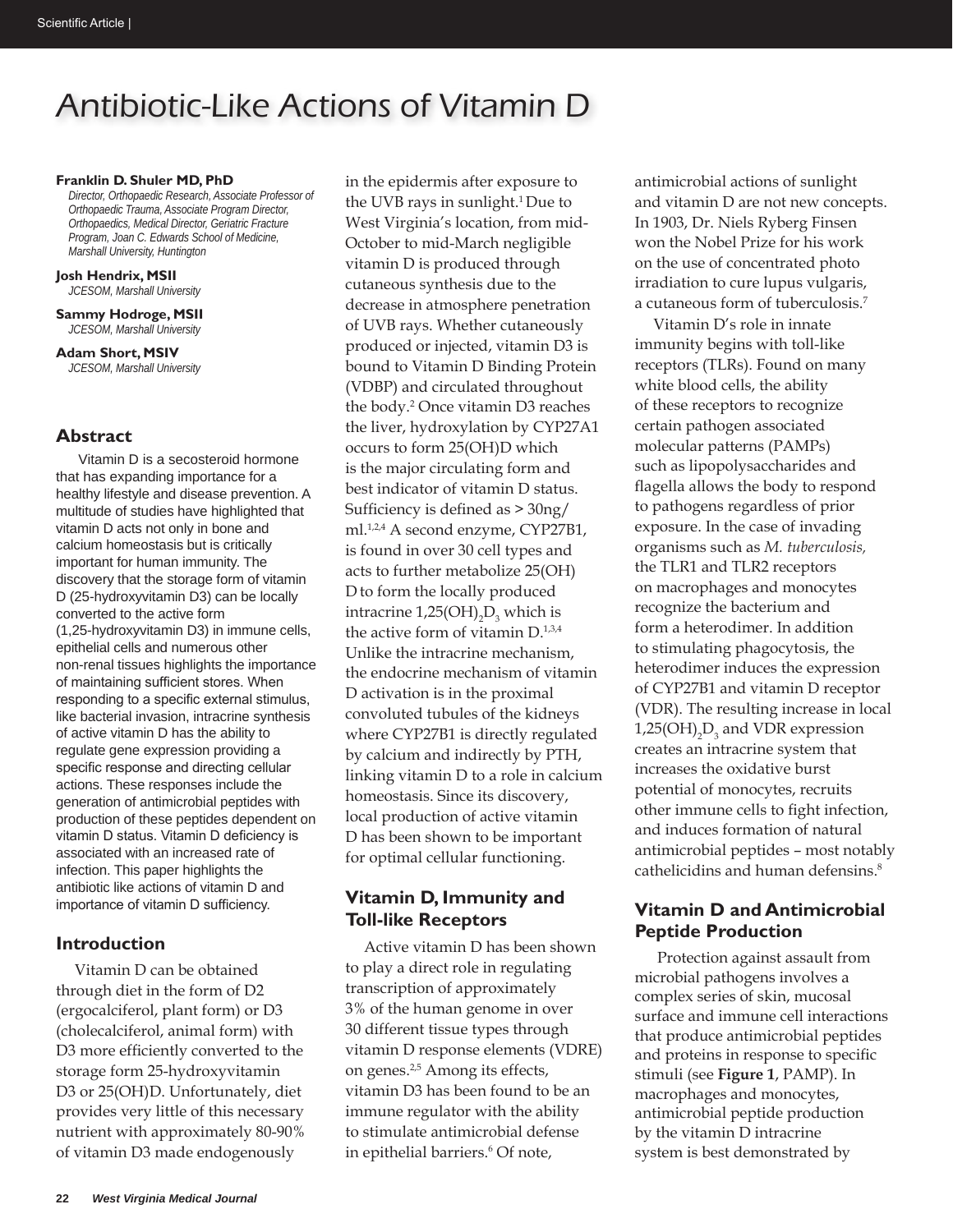# Antibiotic-Like Actions of Vitamin D

**Franklin D. Shuler MD, PhD**
*Director, Orthopaedic Research, Associate Professor of Orthopaedic Trauma, Associate Program Director, Orthopaedics, Medical Director, Geriatric Fracture Program, Joan C. Edwards School of Medicine, Marshall University, Huntington*

**Josh Hendrix, MSII**
*JCESOM, Marshall University*

**Sammy Hodroge, MSII**
*JCESOM, Marshall University*

**Adam Short, MSIV**
*JCESOM, Marshall University*

## Abstract

Vitamin D is a secosteroid hormone that has expanding importance for a healthy lifestyle and disease prevention. A multitude of studies have highlighted that vitamin D acts not only in bone and calcium homeostasis but is critically important for human immunity. The discovery that the storage form of vitamin D (25-hydroxyvitamin D3) can be locally converted to the active form (1,25-hydroxyvitamin D3) in immune cells, epithelial cells and numerous other non-renal tissues highlights the importance of maintaining sufficient stores. When responding to a specific external stimulus, like bacterial invasion, intracrine synthesis of active vitamin D has the ability to regulate gene expression providing a specific response and directing cellular actions. These responses include the generation of antimicrobial peptides with production of these peptides dependent on vitamin D status. Vitamin D deficiency is associated with an increased rate of infection. This paper highlights the antibiotic like actions of vitamin D and importance of vitamin D sufficiency.

## Introduction

Vitamin D can be obtained through diet in the form of D2 (ergocalciferol, plant form) or D3 (cholecalciferol, animal form) with D3 more efficiently converted to the storage form 25-hydroxyvitamin D3 or 25(OH)D. Unfortunately, diet provides very little of this necessary nutrient with approximately 80-90% of vitamin D3 made endogenously in the epidermis after exposure to the UVB rays in sunlight.[1] Due to West Virginia's location, from mid-October to mid-March negligible vitamin D is produced through cutaneous synthesis due to the decrease in atmosphere penetration of UVB rays. Whether cutaneously produced or injected, vitamin D3 is bound to Vitamin D Binding Protein (VDBP) and circulated throughout the body.[2] Once vitamin D3 reaches the liver, hydroxylation by CYP27A1 occurs to form 25(OH)D which is the major circulating form and best indicator of vitamin D status. Sufficiency is defined as > 30ng/ml.[1,2,4] A second enzyme, CYP27B1, is found in over 30 cell types and acts to further metabolize 25(OH) D to form the locally produced intracrine $1,25(OH)_2D_3$ which is the active form of vitamin D.[1,3,4] Unlike the intracrine mechanism, the endocrine mechanism of vitamin D activation is in the proximal convoluted tubules of the kidneys where CYP27B1 is directly regulated by calcium and indirectly by PTH, linking vitamin D to a role in calcium homeostasis. Since its discovery, local production of active vitamin D has been shown to be important for optimal cellular functioning.

## Vitamin D, Immunity and Toll-like Receptors

Active vitamin D has been shown to play a direct role in regulating transcription of approximately 3% of the human genome in over 30 different tissue types through vitamin D response elements (VDRE) on genes.[2,5] Among its effects, vitamin D3 has been found to be an immune regulator with the ability to stimulate antimicrobial defense in epithelial barriers.[6] Of note, antimicrobial actions of sunlight and vitamin D are not new concepts. In 1903, Dr. Niels Ryberg Finsen won the Nobel Prize for his work on the use of concentrated photo irradiation to cure lupus vulgaris, a cutaneous form of tuberculosis.[7]

Vitamin D's role in innate immunity begins with toll-like receptors (TLRs). Found on many white blood cells, the ability of these receptors to recognize certain pathogen associated molecular patterns (PAMPs) such as lipopolysaccharides and flagella allows the body to respond to pathogens regardless of prior exposure. In the case of invading organisms such as *M. tuberculosis,* the TLR1 and TLR2 receptors on macrophages and monocytes recognize the bacterium and form a heterodimer. In addition to stimulating phagocytosis, the heterodimer induces the expression of CYP27B1 and vitamin D receptor (VDR). The resulting increase in local $1,25(OH)_2D_3$ and VDR expression creates an intracrine system that increases the oxidative burst potential of monocytes, recruits other immune cells to fight infection, and induces formation of natural antimicrobial peptides – most notably cathelicidins and human defensins.[8]

## Vitamin D and Antimicrobial Peptide Production

Protection against assault from microbial pathogens involves a complex series of skin, mucosal surface and immune cell interactions that produce antimicrobial peptides and proteins in response to specific stimuli (see **Figure 1**, PAMP). In macrophages and monocytes, antimicrobial peptide production by the vitamin D intracrine system is best demonstrated by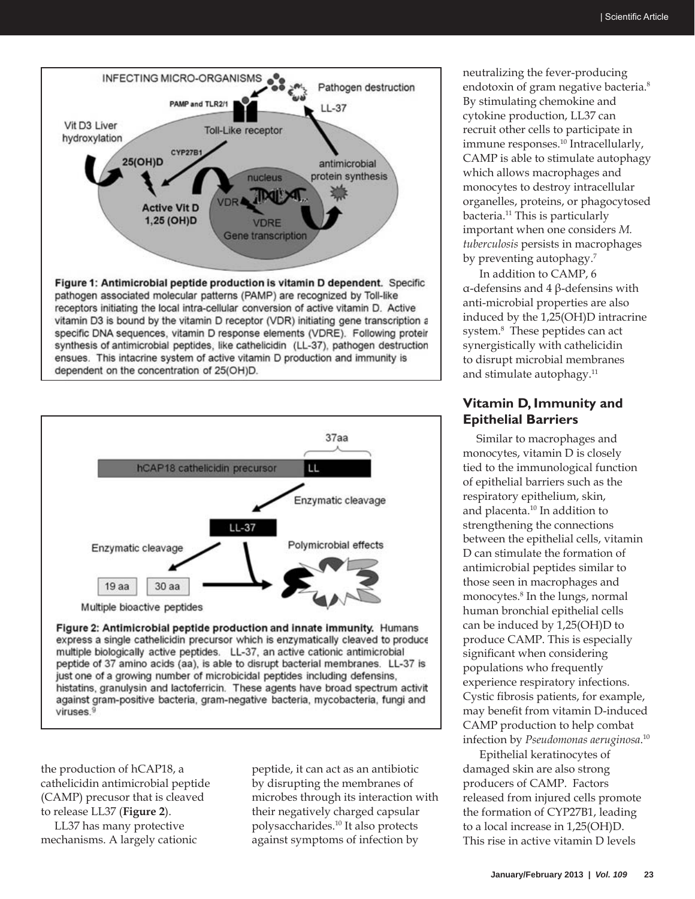Figure 1: Antimicrobial peptide production is vitamin D dependent. Specific pathogen associated molecular patterns (PAMP) are recognized by Toll-like receptors initiating the local intra-cellular conversion of active vitamin D. Active vitamin D3 is bound by the vitamin D receptor (VDR) initiating gene transcription a specific DNA sequences, vitamin D response elements (VDRE). Following proteir synthesis of antimicrobial peptides, like cathelicidin (LL-37), pathogen destruction ensues. This intacrine system of active vitamin D production and immunity is dependent on the concentration of 25(OH)D.

Figure 2: Antimicrobial peptide production and innate immunity. Humans express a single cathelicidin precursor which is enzymatically cleaved to produce multiple biologically active peptides. LL-37, an active cationic antimicrobial peptide of 37 amino acids (aa), is able to disrupt bacterial membranes. LL-37 is just one of a growing number of microbicidal peptides including defensins, histatins, granulysin and lactoferricin. These agents have broad spectrum activit against gram-positive bacteria, gram-negative bacteria, mycobacteria, fungi and viruses.[9]

the production of hCAP18, a cathelicidin antimicrobial peptide (CAMP) precusor that is cleaved to release LL37 (**Figure 2**).

LL37 has many protective mechanisms. A largely cationic peptide, it can act as an antibiotic by disrupting the membranes of microbes through its interaction with their negatively charged capsular polysaccharides.[10] It also protects against symptoms of infection by neutralizing the fever-producing endotoxin of gram negative bacteria.[8] By stimulating chemokine and cytokine production, LL37 can recruit other cells to participate in immune responses.[10] Intracellularly, CAMP is able to stimulate autophagy which allows macrophages and monocytes to destroy intracellular organelles, proteins, or phagocytosed bacteria.[11] This is particularly important when one considers *M. tuberculosis* persists in macrophages by preventing autophagy.[7]

In addition to CAMP, 6 α-defensins and 4 β-defensins with anti-microbial properties are also induced by the 1,25(OH)D intracrine system.[8] These peptides can act synergistically with cathelicidin to disrupt microbial membranes and stimulate autophagy.[11]

## Vitamin D, Immunity and Epithelial Barriers

Similar to macrophages and monocytes, vitamin D is closely tied to the immunological function of epithelial barriers such as the respiratory epithelium, skin, and placenta.[10] In addition to strengthening the connections between the epithelial cells, vitamin D can stimulate the formation of antimicrobial peptides similar to those seen in macrophages and monocytes.[8] In the lungs, normal human bronchial epithelial cells can be induced by 1,25(OH)D to produce CAMP. This is especially significant when considering populations who frequently experience respiratory infections. Cystic fibrosis patients, for example, may benefit from vitamin D-induced CAMP production to help combat infection by *Pseudomonas aeruginosa*.[10]

Epithelial keratinocytes of damaged skin are also strong producers of CAMP. Factors released from injured cells promote the formation of CYP27B1, leading to a local increase in 1,25(OH)D. This rise in active vitamin D levels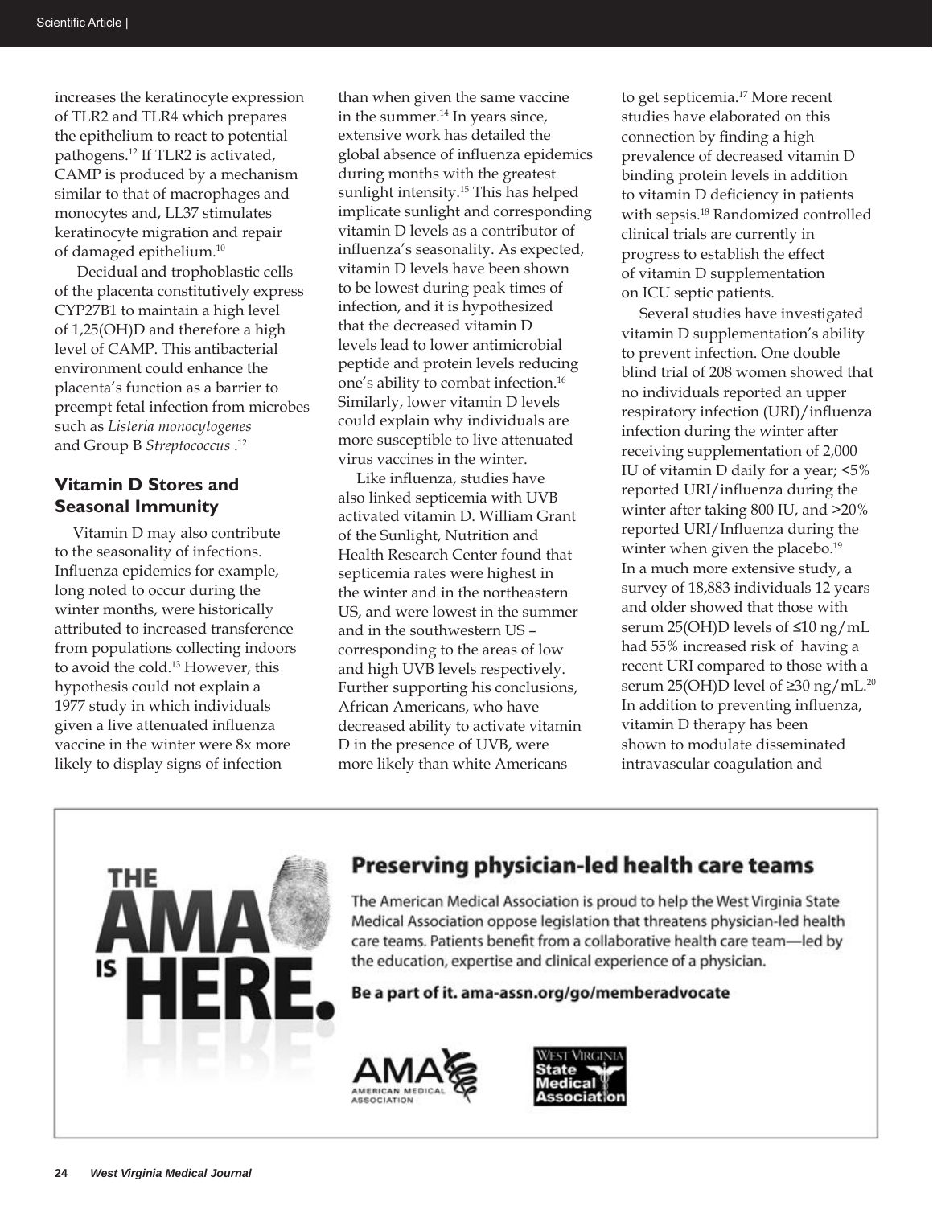increases the keratinocyte expression of TLR2 and TLR4 which prepares the epithelium to react to potential pathogens.[12] If TLR2 is activated, CAMP is produced by a mechanism similar to that of macrophages and monocytes and, LL37 stimulates keratinocyte migration and repair of damaged epithelium.[10]

Decidual and trophoblastic cells of the placenta constitutively express CYP27B1 to maintain a high level of 1,25(OH)D and therefore a high level of CAMP. This antibacterial environment could enhance the placenta's function as a barrier to preempt fetal infection from microbes such as *Listeria monocytogenes* and Group B *Streptococcus* .[12]

## Vitamin D Stores and Seasonal Immunity

Vitamin D may also contribute to the seasonality of infections. Influenza epidemics for example, long noted to occur during the winter months, were historically attributed to increased transference from populations collecting indoors to avoid the cold.[13] However, this hypothesis could not explain a 1977 study in which individuals given a live attenuated influenza vaccine in the winter were 8x more likely to display signs of infection than when given the same vaccine in the summer.[14] In years since, extensive work has detailed the global absence of influenza epidemics during months with the greatest sunlight intensity.[15] This has helped implicate sunlight and corresponding vitamin D levels as a contributor of influenza's seasonality. As expected, vitamin D levels have been shown to be lowest during peak times of infection, and it is hypothesized that the decreased vitamin D levels lead to lower antimicrobial peptide and protein levels reducing one's ability to combat infection.[16] Similarly, lower vitamin D levels could explain why individuals are more susceptible to live attenuated virus vaccines in the winter.

Like influenza, studies have also linked septicemia with UVB activated vitamin D. William Grant of the Sunlight, Nutrition and Health Research Center found that septicemia rates were highest in the winter and in the northeastern US, and were lowest in the summer and in the southwestern US – corresponding to the areas of low and high UVB levels respectively. Further supporting his conclusions, African Americans, who have decreased ability to activate vitamin D in the presence of UVB, were more likely than white Americans to get septicemia.[17] More recent studies have elaborated on this connection by finding a high prevalence of decreased vitamin D binding protein levels in addition to vitamin D deficiency in patients with sepsis.[18] Randomized controlled clinical trials are currently in progress to establish the effect of vitamin D supplementation on ICU septic patients.

Several studies have investigated vitamin D supplementation's ability to prevent infection. One double blind trial of 208 women showed that no individuals reported an upper respiratory infection (URI)/influenza infection during the winter after receiving supplementation of 2,000 IU of vitamin D daily for a year; <5% reported URI/influenza during the winter after taking 800 IU, and >20% reported URI/Influenza during the winter when given the placebo.[19] In a much more extensive study, a survey of 18,883 individuals 12 years and older showed that those with serum 25(OH)D levels of ≤10 ng/mL had 55% increased risk of having a recent URI compared to those with a serum 25(OH)D level of ≥30 ng/mL.[20] In addition to preventing influenza, vitamin D therapy has been shown to modulate disseminated intravascular coagulation and

---

THE AMA IS HERE.

**Preserving physician-led health care teams**

The American Medical Association is proud to help the West Virginia State Medical Association oppose legislation that threatens physician-led health care teams. Patients benefit from a collaborative health care team—led by the education, expertise and clinical experience of a physician.

**Be a part of it. ama-assn.org/go/memberadvocate**

AMA AMERICAN MEDICAL ASSOCIATION — West Virginia State Medical Association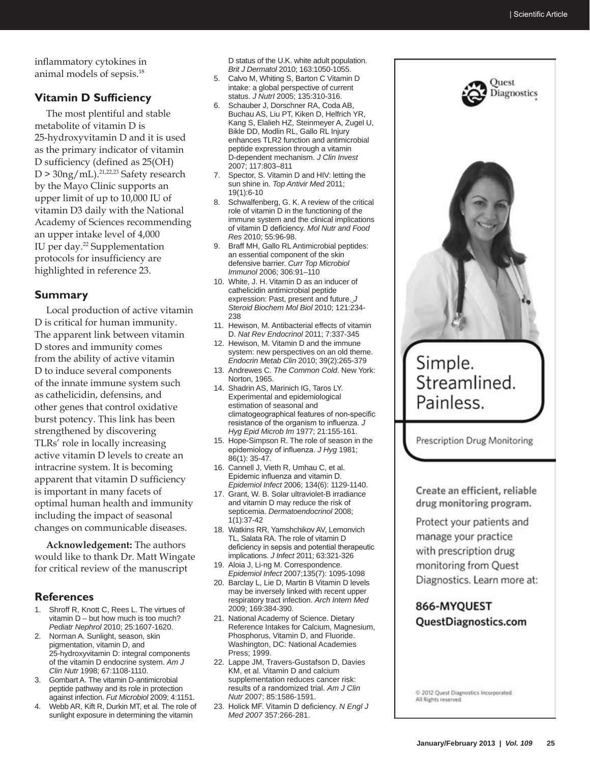inflammatory cytokines in animal models of sepsis.[18]

## Vitamin D Sufficiency

The most plentiful and stable metabolite of vitamin D is 25-hydroxyvitamin D and it is used as the primary indicator of vitamin D sufficiency (defined as 25(OH) D > 30ng/mL).[21,22,23] Safety research by the Mayo Clinic supports an upper limit of up to 10,000 IU of vitamin D3 daily with the National Academy of Sciences recommending an upper intake level of 4,000 IU per day.[22] Supplementation protocols for insufficiency are highlighted in reference 23.

## Summary

Local production of active vitamin D is critical for human immunity. The apparent link between vitamin D stores and immunity comes from the ability of active vitamin D to induce several components of the innate immune system such as cathelicidin, defensins, and other genes that control oxidative burst potency. This link has been strengthened by discovering TLRs' role in locally increasing active vitamin D levels to create an intracrine system. It is becoming apparent that vitamin D sufficiency is important in many facets of optimal human health and immunity including the impact of seasonal changes on communicable diseases.

**Acknowledgement:** The authors would like to thank Dr. Matt Wingate for critical review of the manuscript

## References

1. Shroff R, Knott C, Rees L. The virtues of vitamin D – but how much is too much? *Pediatr Nephrol* 2010; 25:1607-1620.
2. Norman A. Sunlight, season, skin pigmentation, vitamin D, and 25-hydroxyvitamin D: integral components of the vitamin D endocrine system. *Am J Clin Nutr* 1998; 67:1108-1110.
3. Gombart A. The vitamin D-antimicrobial peptide pathway and its role in protection against infection. *Fut Microbiol* 2009; 4:1151.
4. Webb AR, Kift R, Durkin MT, et al. The role of sunlight exposure in determining the vitamin D status of the U.K. white adult population. *Brit J Dermatol* 2010; 163:1050-1055.
5. Calvo M, Whiting S, Barton C Vitamin D intake: a global perspective of current status. *J Nutrl* 2005; 135:310-316.
6. Schauber J, Dorschner RA, Coda AB, Buchau AS, Liu PT, Kiken D, Helfrich YR, Kang S, Elalieh HZ, Steinmeyer A, Zugel U, Bikle DD, Modlin RL, Gallo RL Injury enhances TLR2 function and antimicrobial peptide expression through a vitamin D-dependent mechanism. *J Clin Invest* 2007; 117:803–811
7. Spector, S. Vitamin D and HIV: letting the sun shine in. *Top Antivir Med* 2011; 19(1):6-10
8. Schwalfenberg, G. K. A review of the critical role of vitamin D in the functioning of the immune system and the clinical implications of vitamin D deficiency. *Mol Nutr and Food Res* 2010; 55:96-98.
9. Braff MH, Gallo RL Antimicrobial peptides: an essential component of the skin defensive barrier. *Curr Top Microbiol Immunol* 2006; 306:91–110
10. White, J. H. Vitamin D as an inducer of cathelicidin antimicrobial peptide expression: Past, present and future. *J Steroid Biochem Mol Biol* 2010; 121:234-238
11. Hewison, M. Antibacterial effects of vitamin D. *Nat Rev Endocrinol* 2011; 7:337-345
12. Hewison, M. Vitamin D and the immune system: new perspectives on an old theme. *Endocrin Metab Clin* 2010; 39(2):265-379
13. Andrewes C. *The Common Cold*. New York: Norton, 1965.
14. Shadrin AS, Marinich IG, Taros LY. Experimental and epidemiological estimation of seasonal and climatogeographical features of non-specific resistance of the organism to influenza. *J Hyg Epid Microb Im* 1977; 21:155-161.
15. Hope-Simpson R. The role of season in the epidemiology of influenza. *J Hyg* 1981; 86(1): 35-47.
16. Cannell J, Vieth R, Umhau C, et al. Epidemic influenza and vitamin D. *Epidemiol Infect* 2006; 134(6): 1129-1140.
17. Grant, W. B. Solar ultraviolet-B irradiance and vitamin D may reduce the risk of septicemia. *Dermatoendocrinol* 2008; 1(1):37-42
18. Watkins RR, Yamshchikov AV, Lemonvich TL, Salata RA. The role of vitamin D deficiency in sepsis and potential therapeutic implications. *J Infect* 2011; 63:321-326
19. Aloia J, Li-ng M. Correspondence. *Epidemiol Infect* 2007;135(7): 1095-1098
20. Barclay L, Lie D, Martin B Vitamin D levels may be inversely linked with recent upper respiratory tract infection. *Arch Intern Med* 2009; 169:384-390.
21. National Academy of Science. Dietary Reference Intakes for Calcium, Magnesium, Phosphorus, Vitamin D, and Fluoride. Washington, DC: National Academies Press; 1999.
22. Lappe JM, Travers-Gustafson D, Davies KM, et al. Vitamin D and calcium supplementation reduces cancer risk: results of a randomized trial. *Am J Clin Nutr* 2007; 85:1586-1591.
23. Holick MF. Vitamin D deficiency. *N Engl J Med 2007* 357:266-281.

Quest Diagnostics

Simple. Streamlined. Painless.

Prescription Drug Monitoring

**Create an efficient, reliable drug monitoring program.**

Protect your patients and manage your practice with prescription drug monitoring from Quest Diagnostics. Learn more at:

**866-MYQUEST**
**QuestDiagnostics.com**

© 2012 Quest Diagnostics Incorporated. All Rights reserved.